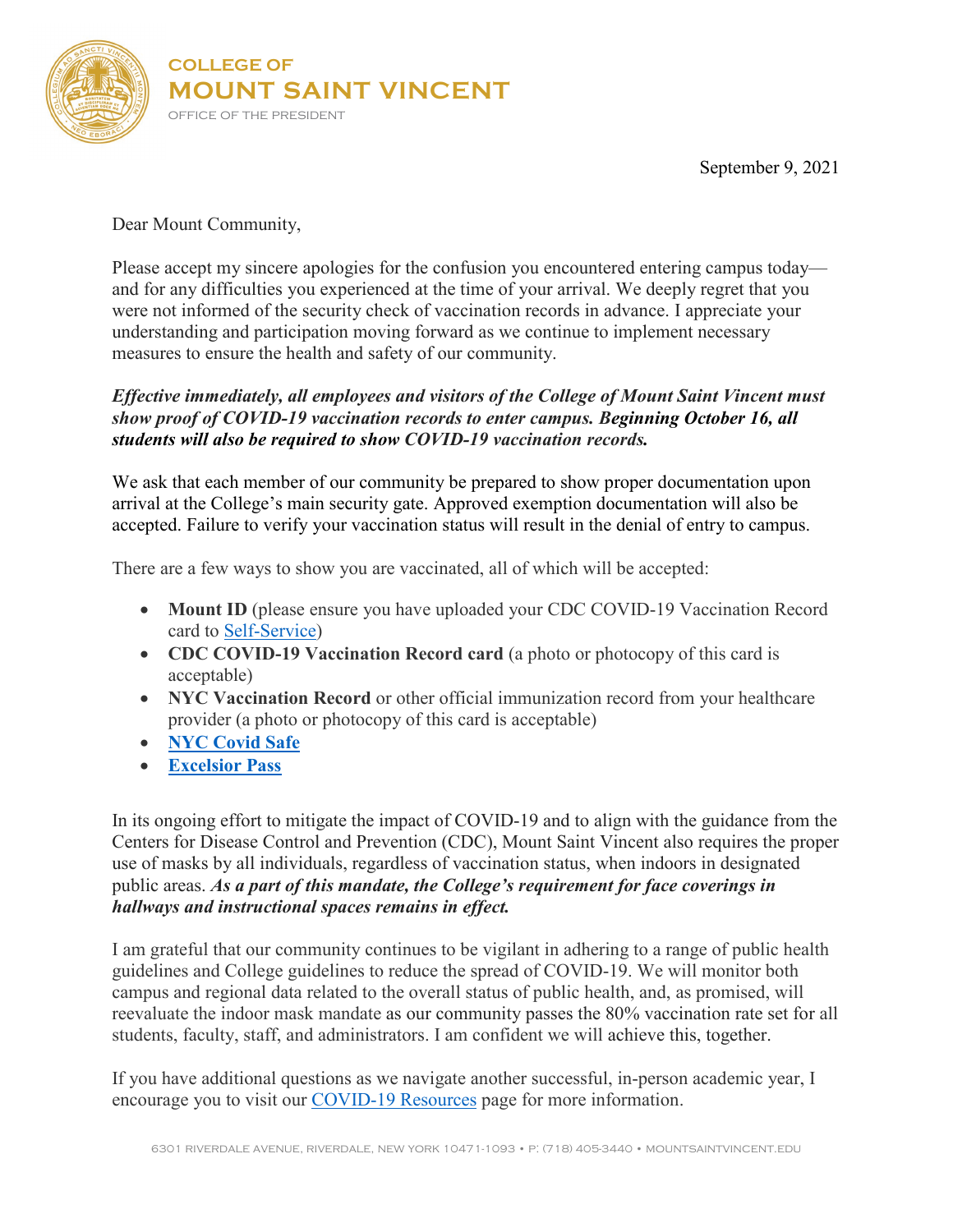# COLLEGE OF MOUNT SAINT VINCENT

OFFICE OF THE PRESIDENT

September 9, 2021

Dear Mount Community,

Please accept my sincere apologies for the confusion you encountered entering campus today—and for any difficulties you experienced at the time of your arrival. We deeply regret that you were not informed of the security check of vaccination records in advance. I appreciate your understanding and participation moving forward as we continue to implement necessary measures to ensure the health and safety of our community.

***Effective immediately, all employees and visitors of the College of Mount Saint Vincent must show proof of COVID-19 vaccination records to enter campus. Beginning October 16, all students will also be required to show COVID-19 vaccination records.***

We ask that each member of our community be prepared to show proper documentation upon arrival at the College's main security gate. Approved exemption documentation will also be accepted. Failure to verify your vaccination status will result in the denial of entry to campus.

There are a few ways to show you are vaccinated, all of which will be accepted:

- **Mount ID** (please ensure you have uploaded your CDC COVID-19 Vaccination Record card to Self-Service)
- **CDC COVID-19 Vaccination Record card** (a photo or photocopy of this card is acceptable)
- **NYC Vaccination Record** or other official immunization record from your healthcare provider (a photo or photocopy of this card is acceptable)
- **NYC Covid Safe**
- **Excelsior Pass**

In its ongoing effort to mitigate the impact of COVID-19 and to align with the guidance from the Centers for Disease Control and Prevention (CDC), Mount Saint Vincent also requires the proper use of masks by all individuals, regardless of vaccination status, when indoors in designated public areas. ***As a part of this mandate, the College's requirement for face coverings in hallways and instructional spaces remains in effect.***

I am grateful that our community continues to be vigilant in adhering to a range of public health guidelines and College guidelines to reduce the spread of COVID-19. We will monitor both campus and regional data related to the overall status of public health, and, as promised, will reevaluate the indoor mask mandate as our community passes the 80% vaccination rate set for all students, faculty, staff, and administrators. I am confident we will achieve this, together.

If you have additional questions as we navigate another successful, in-person academic year, I encourage you to visit our COVID-19 Resources page for more information.

6301 RIVERDALE AVENUE, RIVERDALE, NEW YORK 10471-1093 • P: (718) 405-3440 • MOUNTSAINTVINCENT.EDU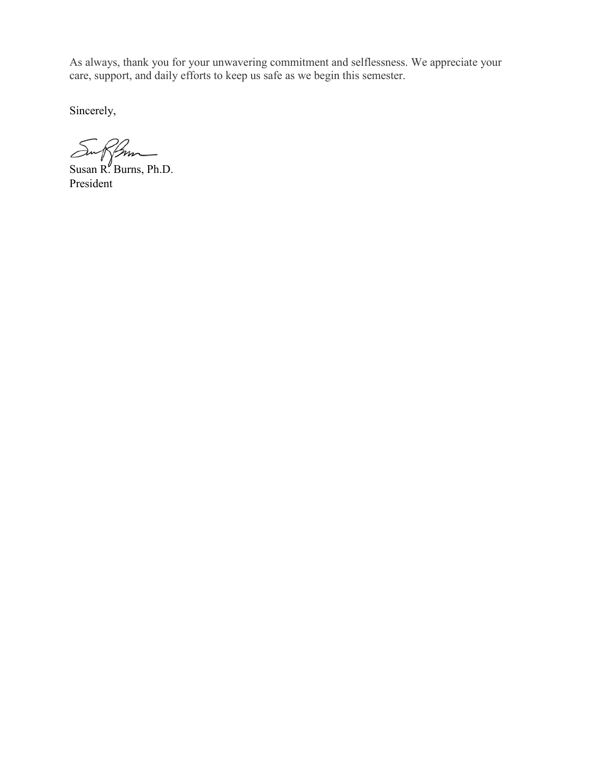As always, thank you for your unwavering commitment and selflessness. We appreciate your care, support, and daily efforts to keep us safe as we begin this semester.

Sincerely,

Susan R. Burns, Ph.D.
President